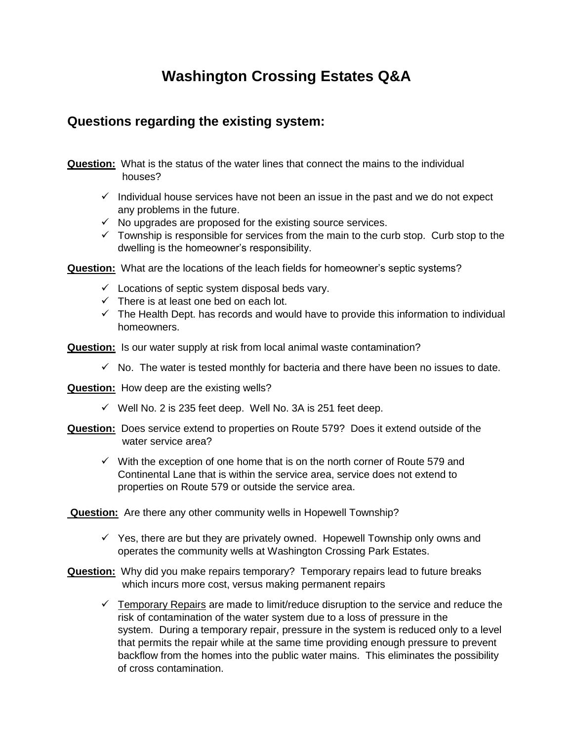# Washington Crossing Estates Q&A

## Questions regarding the existing system:

**Question:** What is the status of the water lines that connect the mains to the individual houses?

- ✓ Individual house services have not been an issue in the past and we do not expect any problems in the future.
- ✓ No upgrades are proposed for the existing source services.
- ✓ Township is responsible for services from the main to the curb stop. Curb stop to the dwelling is the homeowner's responsibility.

**Question:** What are the locations of the leach fields for homeowner's septic systems?

- ✓ Locations of septic system disposal beds vary.
- ✓ There is at least one bed on each lot.
- ✓ The Health Dept. has records and would have to provide this information to individual homeowners.

**Question:** Is our water supply at risk from local animal waste contamination?

- ✓ No. The water is tested monthly for bacteria and there have been no issues to date.

**Question:** How deep are the existing wells?

- ✓ Well No. 2 is 235 feet deep. Well No. 3A is 251 feet deep.

**Question:** Does service extend to properties on Route 579? Does it extend outside of the water service area?

- ✓ With the exception of one home that is on the north corner of Route 579 and Continental Lane that is within the service area, service does not extend to properties on Route 579 or outside the service area.

**Question:** Are there any other community wells in Hopewell Township?

- ✓ Yes, there are but they are privately owned. Hopewell Township only owns and operates the community wells at Washington Crossing Park Estates.

**Question:** Why did you make repairs temporary? Temporary repairs lead to future breaks which incurs more cost, versus making permanent repairs

- ✓ Temporary Repairs are made to limit/reduce disruption to the service and reduce the risk of contamination of the water system due to a loss of pressure in the system. During a temporary repair, pressure in the system is reduced only to a level that permits the repair while at the same time providing enough pressure to prevent backflow from the homes into the public water mains. This eliminates the possibility of cross contamination.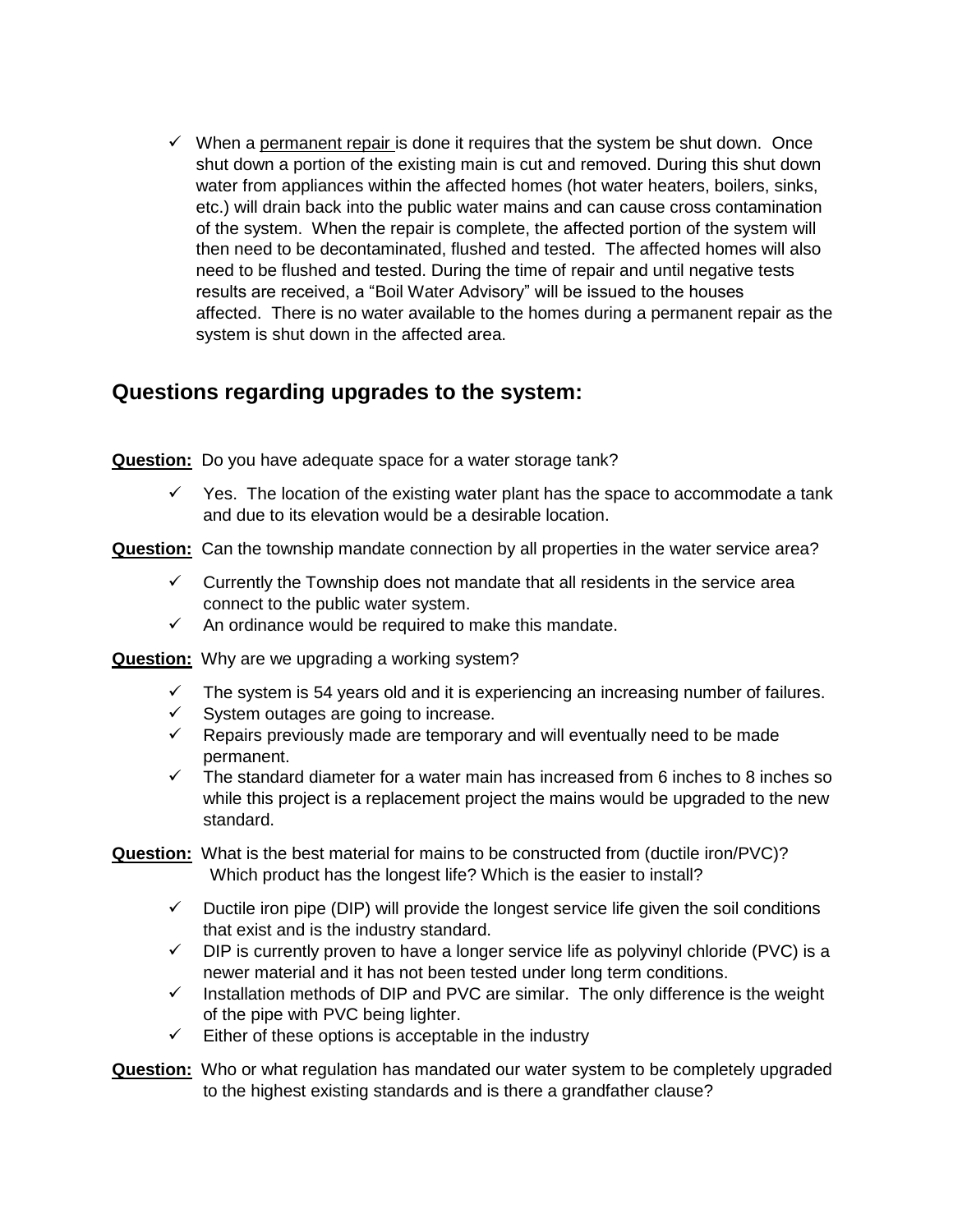- ✓ When a permanent repair is done it requires that the system be shut down. Once shut down a portion of the existing main is cut and removed. During this shut down water from appliances within the affected homes (hot water heaters, boilers, sinks, etc.) will drain back into the public water mains and can cause cross contamination of the system. When the repair is complete, the affected portion of the system will then need to be decontaminated, flushed and tested. The affected homes will also need to be flushed and tested. During the time of repair and until negative tests results are received, a "Boil Water Advisory" will be issued to the houses affected. There is no water available to the homes during a permanent repair as the system is shut down in the affected area.

## Questions regarding upgrades to the system:

**Question:** Do you have adequate space for a water storage tank?

- ✓ Yes. The location of the existing water plant has the space to accommodate a tank and due to its elevation would be a desirable location.

**Question:** Can the township mandate connection by all properties in the water service area?

- ✓ Currently the Township does not mandate that all residents in the service area connect to the public water system.
- ✓ An ordinance would be required to make this mandate.

**Question:** Why are we upgrading a working system?

- ✓ The system is 54 years old and it is experiencing an increasing number of failures.
- ✓ System outages are going to increase.
- ✓ Repairs previously made are temporary and will eventually need to be made permanent.
- ✓ The standard diameter for a water main has increased from 6 inches to 8 inches so while this project is a replacement project the mains would be upgraded to the new standard.

**Question:** What is the best material for mains to be constructed from (ductile iron/PVC)? Which product has the longest life? Which is the easier to install?

- ✓ Ductile iron pipe (DIP) will provide the longest service life given the soil conditions that exist and is the industry standard.
- ✓ DIP is currently proven to have a longer service life as polyvinyl chloride (PVC) is a newer material and it has not been tested under long term conditions.
- ✓ Installation methods of DIP and PVC are similar. The only difference is the weight of the pipe with PVC being lighter.
- ✓ Either of these options is acceptable in the industry

**Question:** Who or what regulation has mandated our water system to be completely upgraded to the highest existing standards and is there a grandfather clause?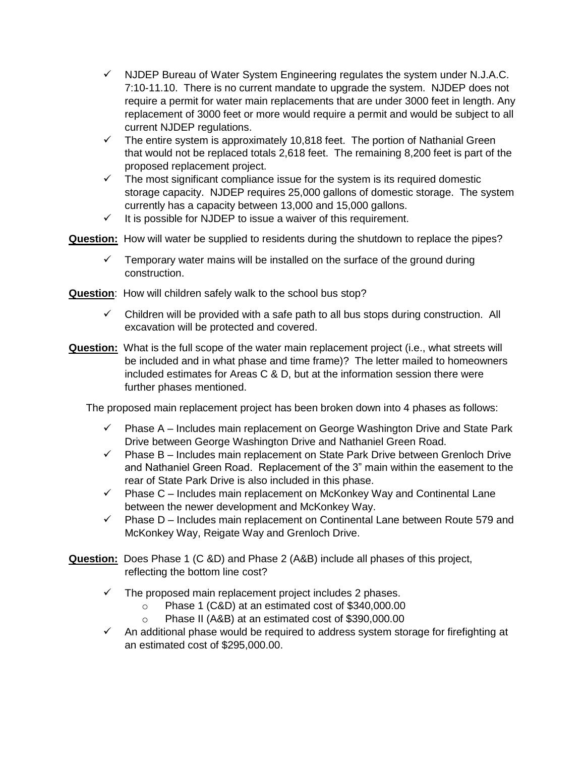- ✓ NJDEP Bureau of Water System Engineering regulates the system under N.J.A.C. 7:10-11.10. There is no current mandate to upgrade the system. NJDEP does not require a permit for water main replacements that are under 3000 feet in length. Any replacement of 3000 feet or more would require a permit and would be subject to all current NJDEP regulations.
- ✓ The entire system is approximately 10,818 feet. The portion of Nathanial Green that would not be replaced totals 2,618 feet. The remaining 8,200 feet is part of the proposed replacement project.
- ✓ The most significant compliance issue for the system is its required domestic storage capacity. NJDEP requires 25,000 gallons of domestic storage. The system currently has a capacity between 13,000 and 15,000 gallons.
- ✓ It is possible for NJDEP to issue a waiver of this requirement.

**<u>Question:</u>** How will water be supplied to residents during the shutdown to replace the pipes?

- ✓ Temporary water mains will be installed on the surface of the ground during construction.

**<u>Question</u>**: How will children safely walk to the school bus stop?

- ✓ Children will be provided with a safe path to all bus stops during construction. All excavation will be protected and covered.

**<u>Question:</u>** What is the full scope of the water main replacement project (i.e., what streets will be included and in what phase and time frame)? The letter mailed to homeowners included estimates for Areas C & D, but at the information session there were further phases mentioned.

The proposed main replacement project has been broken down into 4 phases as follows:

- ✓ Phase A – Includes main replacement on George Washington Drive and State Park Drive between George Washington Drive and Nathaniel Green Road.
- ✓ Phase B – Includes main replacement on State Park Drive between Grenloch Drive and Nathaniel Green Road. Replacement of the 3" main within the easement to the rear of State Park Drive is also included in this phase.
- ✓ Phase C – Includes main replacement on McKonkey Way and Continental Lane between the newer development and McKonkey Way.
- ✓ Phase D – Includes main replacement on Continental Lane between Route 579 and McKonkey Way, Reigate Way and Grenloch Drive.

**<u>Question:</u>** Does Phase 1 (C &D) and Phase 2 (A&B) include all phases of this project, reflecting the bottom line cost?

- ✓ The proposed main replacement project includes 2 phases.
  - o Phase 1 (C&D) at an estimated cost of $340,000.00
  - o Phase II (A&B) at an estimated cost of $390,000.00
- ✓ An additional phase would be required to address system storage for firefighting at an estimated cost of $295,000.00.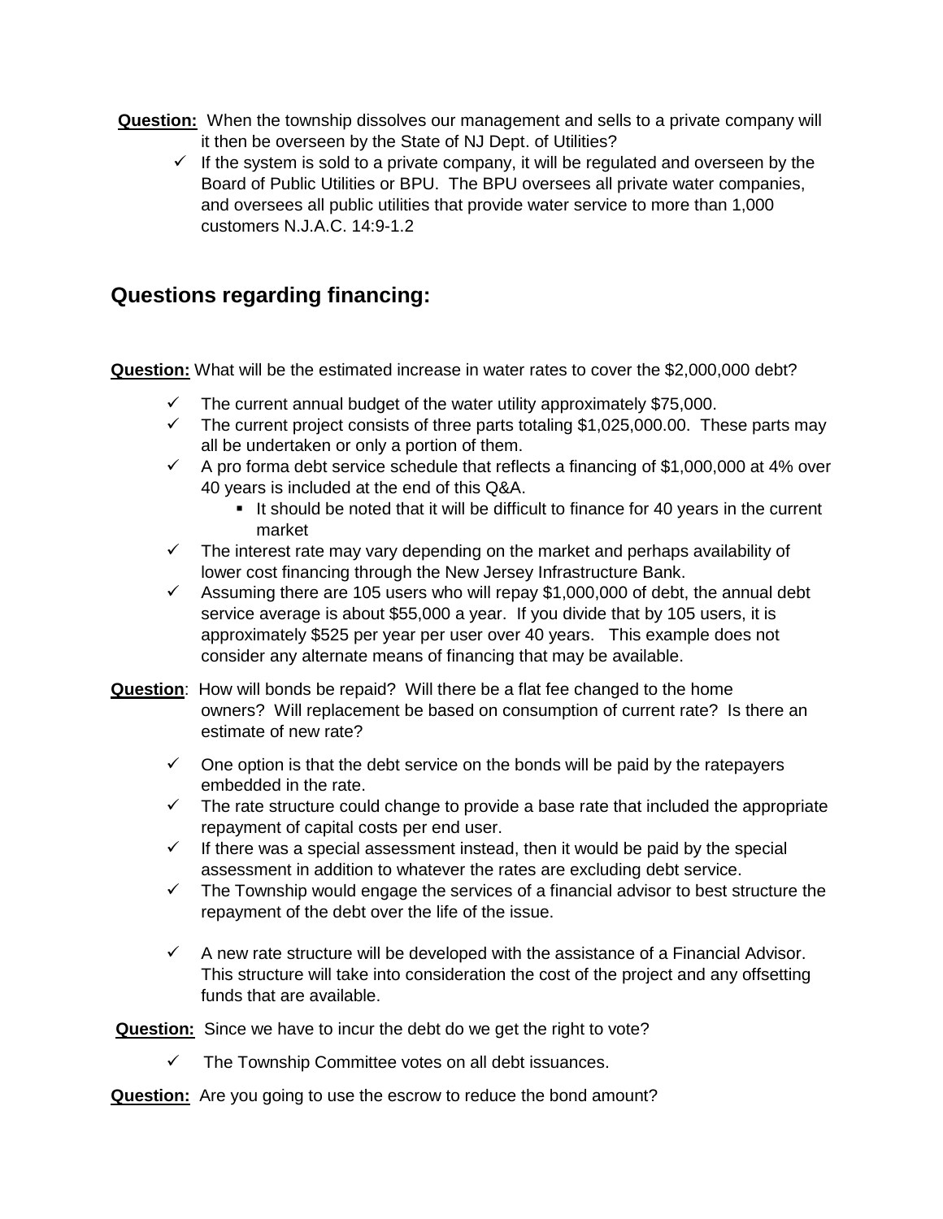**Question:** When the township dissolves our management and sells to a private company will it then be overseen by the State of NJ Dept. of Utilities?

- ✓ If the system is sold to a private company, it will be regulated and overseen by the Board of Public Utilities or BPU. The BPU oversees all private water companies, and oversees all public utilities that provide water service to more than 1,000 customers N.J.A.C. 14:9-1.2

## Questions regarding financing:

**Question:** What will be the estimated increase in water rates to cover the $2,000,000 debt?

- ✓ The current annual budget of the water utility approximately $75,000.
- ✓ The current project consists of three parts totaling $1,025,000.00. These parts may all be undertaken or only a portion of them.
- ✓ A pro forma debt service schedule that reflects a financing of $1,000,000 at 4% over 40 years is included at the end of this Q&A.
  - It should be noted that it will be difficult to finance for 40 years in the current market
- ✓ The interest rate may vary depending on the market and perhaps availability of lower cost financing through the New Jersey Infrastructure Bank.
- ✓ Assuming there are 105 users who will repay $1,000,000 of debt, the annual debt service average is about $55,000 a year. If you divide that by 105 users, it is approximately $525 per year per user over 40 years. This example does not consider any alternate means of financing that may be available.

**Question**: How will bonds be repaid? Will there be a flat fee changed to the home owners? Will replacement be based on consumption of current rate? Is there an estimate of new rate?

- ✓ One option is that the debt service on the bonds will be paid by the ratepayers embedded in the rate.
- ✓ The rate structure could change to provide a base rate that included the appropriate repayment of capital costs per end user.
- ✓ If there was a special assessment instead, then it would be paid by the special assessment in addition to whatever the rates are excluding debt service.
- ✓ The Township would engage the services of a financial advisor to best structure the repayment of the debt over the life of the issue.
- ✓ A new rate structure will be developed with the assistance of a Financial Advisor. This structure will take into consideration the cost of the project and any offsetting funds that are available.

**Question:** Since we have to incur the debt do we get the right to vote?

- ✓ The Township Committee votes on all debt issuances.

**Question:** Are you going to use the escrow to reduce the bond amount?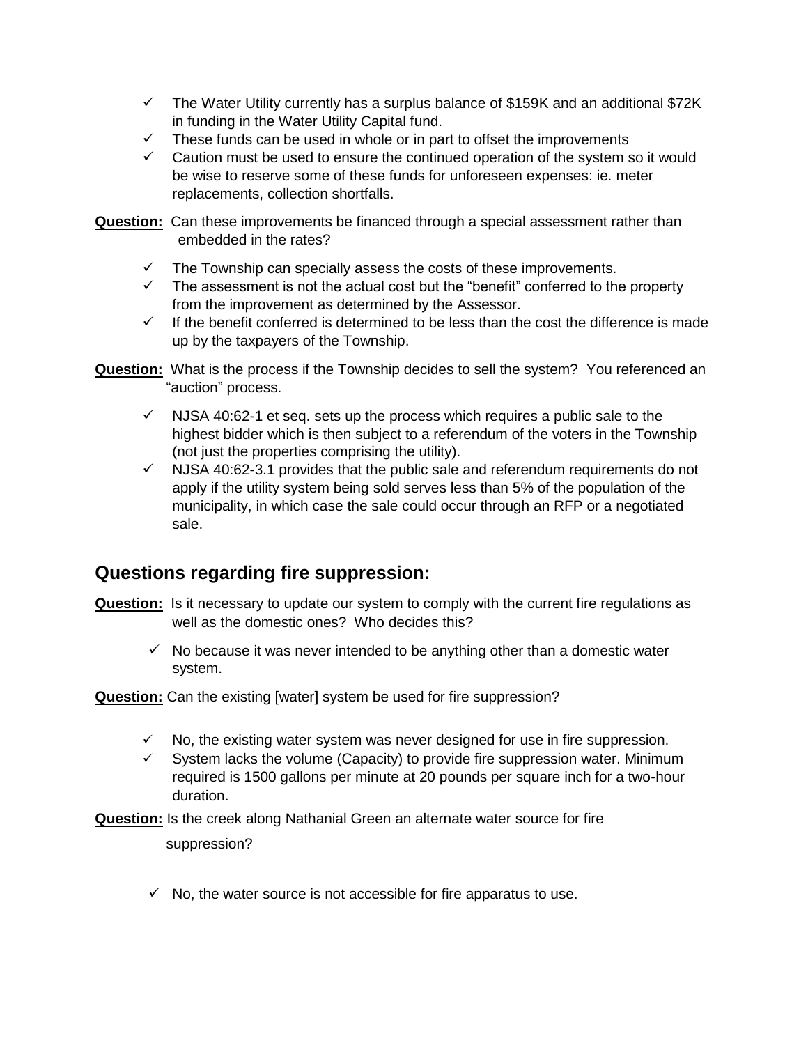- ✓ The Water Utility currently has a surplus balance of $159K and an additional $72K in funding in the Water Utility Capital fund.
- ✓ These funds can be used in whole or in part to offset the improvements
- ✓ Caution must be used to ensure the continued operation of the system so it would be wise to reserve some of these funds for unforeseen expenses: ie. meter replacements, collection shortfalls.

**Question:** Can these improvements be financed through a special assessment rather than embedded in the rates?

- ✓ The Township can specially assess the costs of these improvements.
- ✓ The assessment is not the actual cost but the "benefit" conferred to the property from the improvement as determined by the Assessor.
- ✓ If the benefit conferred is determined to be less than the cost the difference is made up by the taxpayers of the Township.

**Question:** What is the process if the Township decides to sell the system? You referenced an "auction" process.

- ✓ NJSA 40:62-1 et seq. sets up the process which requires a public sale to the highest bidder which is then subject to a referendum of the voters in the Township (not just the properties comprising the utility).
- ✓ NJSA 40:62-3.1 provides that the public sale and referendum requirements do not apply if the utility system being sold serves less than 5% of the population of the municipality, in which case the sale could occur through an RFP or a negotiated sale.

## Questions regarding fire suppression:

**Question:** Is it necessary to update our system to comply with the current fire regulations as well as the domestic ones? Who decides this?

- ✓ No because it was never intended to be anything other than a domestic water system.

**Question:** Can the existing [water] system be used for fire suppression?

- ✓ No, the existing water system was never designed for use in fire suppression.
- ✓ System lacks the volume (Capacity) to provide fire suppression water. Minimum required is 1500 gallons per minute at 20 pounds per square inch for a two-hour duration.

**Question:** Is the creek along Nathanial Green an alternate water source for fire suppression?

- ✓ No, the water source is not accessible for fire apparatus to use.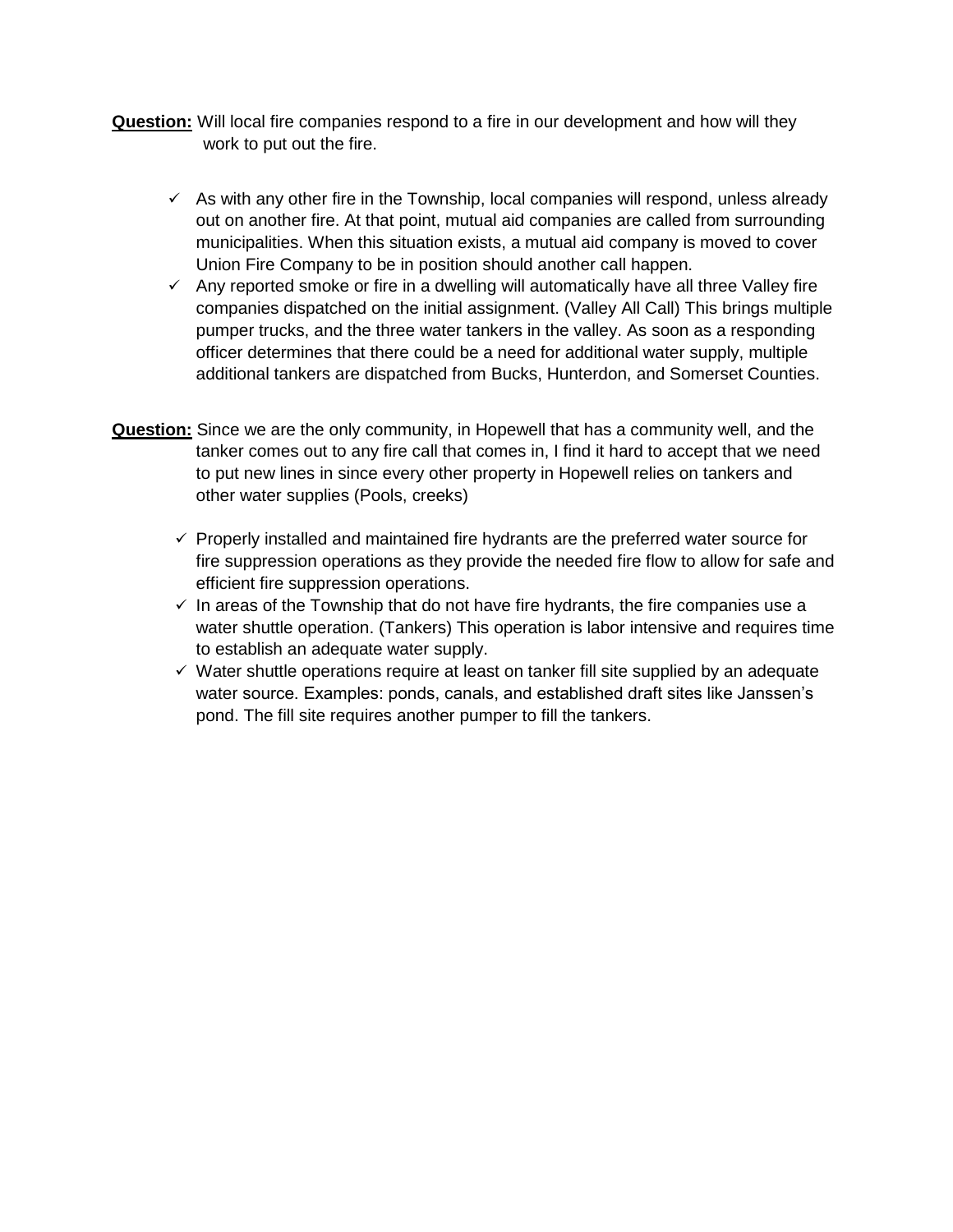**Question:** Will local fire companies respond to a fire in our development and how will they work to put out the fire.

- ✓ As with any other fire in the Township, local companies will respond, unless already out on another fire. At that point, mutual aid companies are called from surrounding municipalities. When this situation exists, a mutual aid company is moved to cover Union Fire Company to be in position should another call happen.
- ✓ Any reported smoke or fire in a dwelling will automatically have all three Valley fire companies dispatched on the initial assignment. (Valley All Call) This brings multiple pumper trucks, and the three water tankers in the valley. As soon as a responding officer determines that there could be a need for additional water supply, multiple additional tankers are dispatched from Bucks, Hunterdon, and Somerset Counties.

**Question:** Since we are the only community, in Hopewell that has a community well, and the tanker comes out to any fire call that comes in, I find it hard to accept that we need to put new lines in since every other property in Hopewell relies on tankers and other water supplies (Pools, creeks)

- ✓ Properly installed and maintained fire hydrants are the preferred water source for fire suppression operations as they provide the needed fire flow to allow for safe and efficient fire suppression operations.
- ✓ In areas of the Township that do not have fire hydrants, the fire companies use a water shuttle operation. (Tankers) This operation is labor intensive and requires time to establish an adequate water supply.
- ✓ Water shuttle operations require at least on tanker fill site supplied by an adequate water source. Examples: ponds, canals, and established draft sites like Janssen's pond. The fill site requires another pumper to fill the tankers.